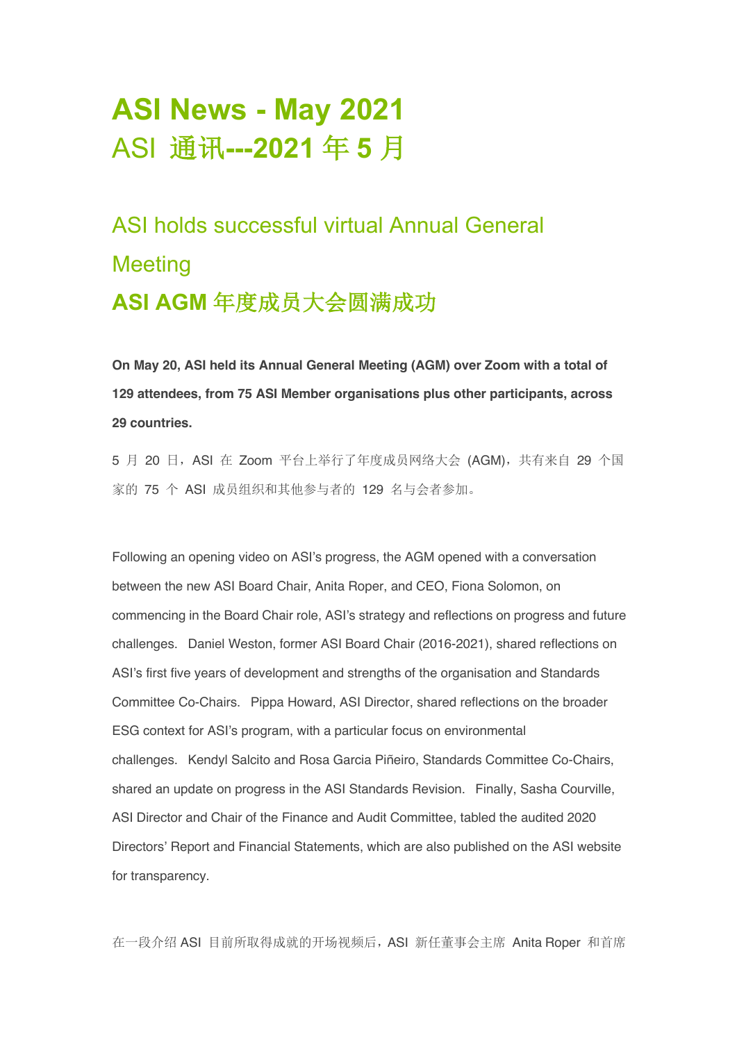# ASI News - May 2021
# ASI 通讯---2021 年 5 月

## ASI holds successful virtual Annual General Meeting
## **ASI AGM 年度成员大会圆满成功**

**On May 20, ASI held its Annual General Meeting (AGM) over Zoom with a total of 129 attendees, from 75 ASI Member organisations plus other participants, across 29 countries.**

5 月 20 日，ASI 在 Zoom 平台上举行了年度成员网络大会 (AGM)，共有来自 29 个国家的 75 个 ASI 成员组织和其他参与者的 129 名与会者参加。

Following an opening video on ASI's progress, the AGM opened with a conversation between the new ASI Board Chair, Anita Roper, and CEO, Fiona Solomon, on commencing in the Board Chair role, ASI's strategy and reflections on progress and future challenges. Daniel Weston, former ASI Board Chair (2016-2021), shared reflections on ASI's first five years of development and strengths of the organisation and Standards Committee Co-Chairs. Pippa Howard, ASI Director, shared reflections on the broader ESG context for ASI's program, with a particular focus on environmental challenges. Kendyl Salcito and Rosa Garcia Piñeiro, Standards Committee Co-Chairs, shared an update on progress in the ASI Standards Revision. Finally, Sasha Courville, ASI Director and Chair of the Finance and Audit Committee, tabled the audited 2020 Directors' Report and Financial Statements, which are also published on the ASI website for transparency.

在一段介绍 ASI 目前所取得成就的开场视频后，ASI 新任董事会主席 Anita Roper 和首席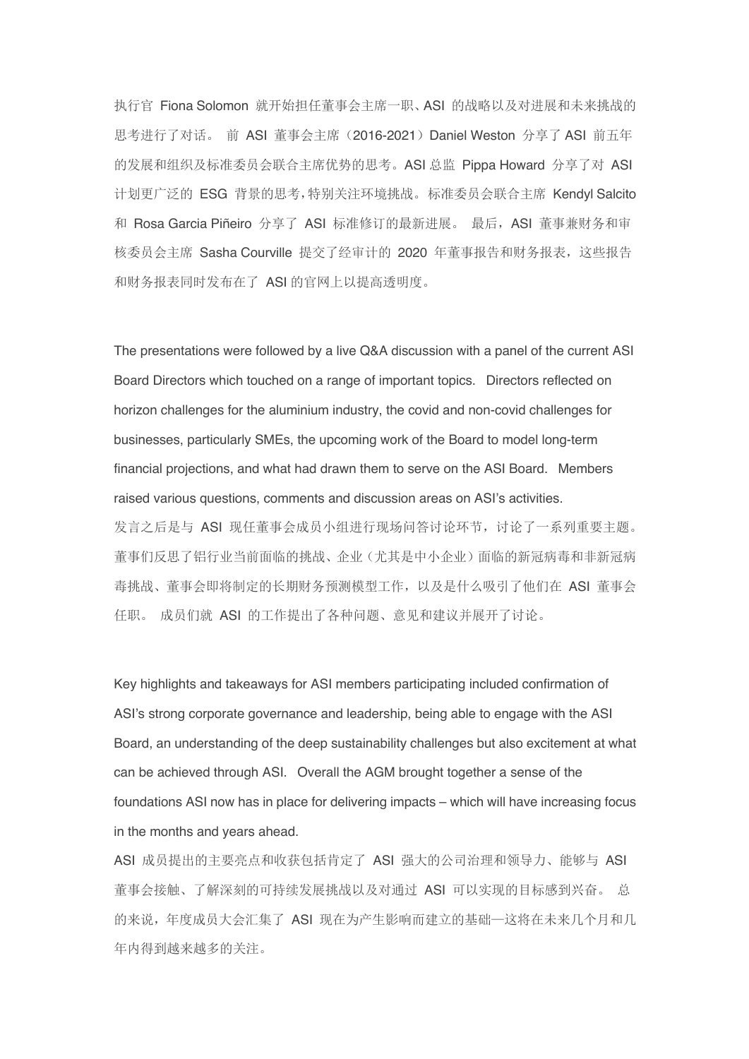执行官 Fiona Solomon 就开始担任董事会主席一职、ASI 的战略以及对进展和未来挑战的思考进行了对话。 前 ASI 董事会主席（2016-2021）Daniel Weston 分享了 ASI 前五年的发展和组织及标准委员会联合主席优势的思考。ASI 总监 Pippa Howard 分享了对 ASI 计划更广泛的 ESG 背景的思考，特别关注环境挑战。标准委员会联合主席 Kendyl Salcito 和 Rosa Garcia Piñeiro 分享了 ASI 标准修订的最新进展。 最后，ASI 董事兼财务和审核委员会主席 Sasha Courville 提交了经审计的 2020 年董事报告和财务报表，这些报告和财务报表同时发布在了 ASI 的官网上以提高透明度。

The presentations were followed by a live Q&A discussion with a panel of the current ASI Board Directors which touched on a range of important topics. Directors reflected on horizon challenges for the aluminium industry, the covid and non-covid challenges for businesses, particularly SMEs, the upcoming work of the Board to model long-term financial projections, and what had drawn them to serve on the ASI Board. Members raised various questions, comments and discussion areas on ASI's activities.
发言之后是与 ASI 现任董事会成员小组进行现场问答讨论环节，讨论了一系列重要主题。董事们反思了铝行业当前面临的挑战、企业（尤其是中小企业）面临的新冠病毒和非新冠病毒挑战、董事会即将制定的长期财务预测模型工作，以及是什么吸引了他们在 ASI 董事会任职。 成员们就 ASI 的工作提出了各种问题、意见和建议并展开了讨论。

Key highlights and takeaways for ASI members participating included confirmation of ASI's strong corporate governance and leadership, being able to engage with the ASI Board, an understanding of the deep sustainability challenges but also excitement at what can be achieved through ASI. Overall the AGM brought together a sense of the foundations ASI now has in place for delivering impacts – which will have increasing focus in the months and years ahead.
ASI 成员提出的主要亮点和收获包括肯定了 ASI 强大的公司治理和领导力、能够与 ASI 董事会接触、了解深刻的可持续发展挑战以及对通过 ASI 可以实现的目标感到兴奋。 总的来说，年度成员大会汇集了 ASI 现在为产生影响而建立的基础—这将在未来几个月和几年内得到越来越多的关注。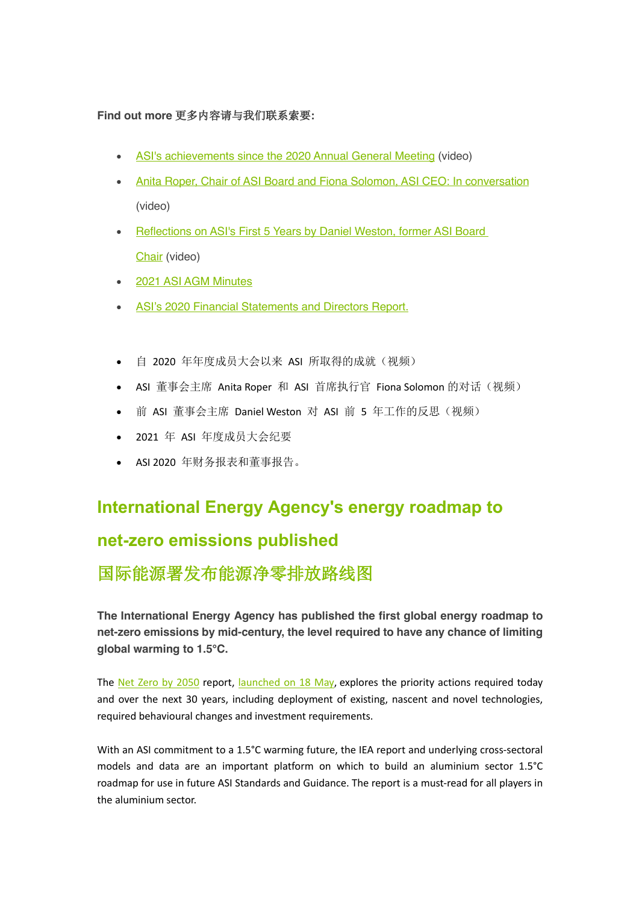**Find out more 更多内容请与我们联系索要:**

- ASI's achievements since the 2020 Annual General Meeting (video)
- Anita Roper, Chair of ASI Board and Fiona Solomon, ASI CEO: In conversation (video)
- Reflections on ASI's First 5 Years by Daniel Weston, former ASI Board Chair (video)
- 2021 ASI AGM Minutes
- ASI's 2020 Financial Statements and Directors Report.

- 自 2020 年年度成员大会以来 ASI 所取得的成就（视频）
- ASI 董事会主席 Anita Roper 和 ASI 首席执行官 Fiona Solomon 的对话（视频）
- 前 ASI 董事会主席 Daniel Weston 对 ASI 前 5 年工作的反思（视频）
- 2021 年 ASI 年度成员大会纪要
- ASI 2020 年财务报表和董事报告。

## International Energy Agency's energy roadmap to net-zero emissions published

## 国际能源署发布能源净零排放路线图

**The International Energy Agency has published the first global energy roadmap to net-zero emissions by mid-century, the level required to have any chance of limiting global warming to 1.5°C.**

The Net Zero by 2050 report, launched on 18 May, explores the priority actions required today and over the next 30 years, including deployment of existing, nascent and novel technologies, required behavioural changes and investment requirements.

With an ASI commitment to a 1.5°C warming future, the IEA report and underlying cross-sectoral models and data are an important platform on which to build an aluminium sector 1.5°C roadmap for use in future ASI Standards and Guidance. The report is a must-read for all players in the aluminium sector.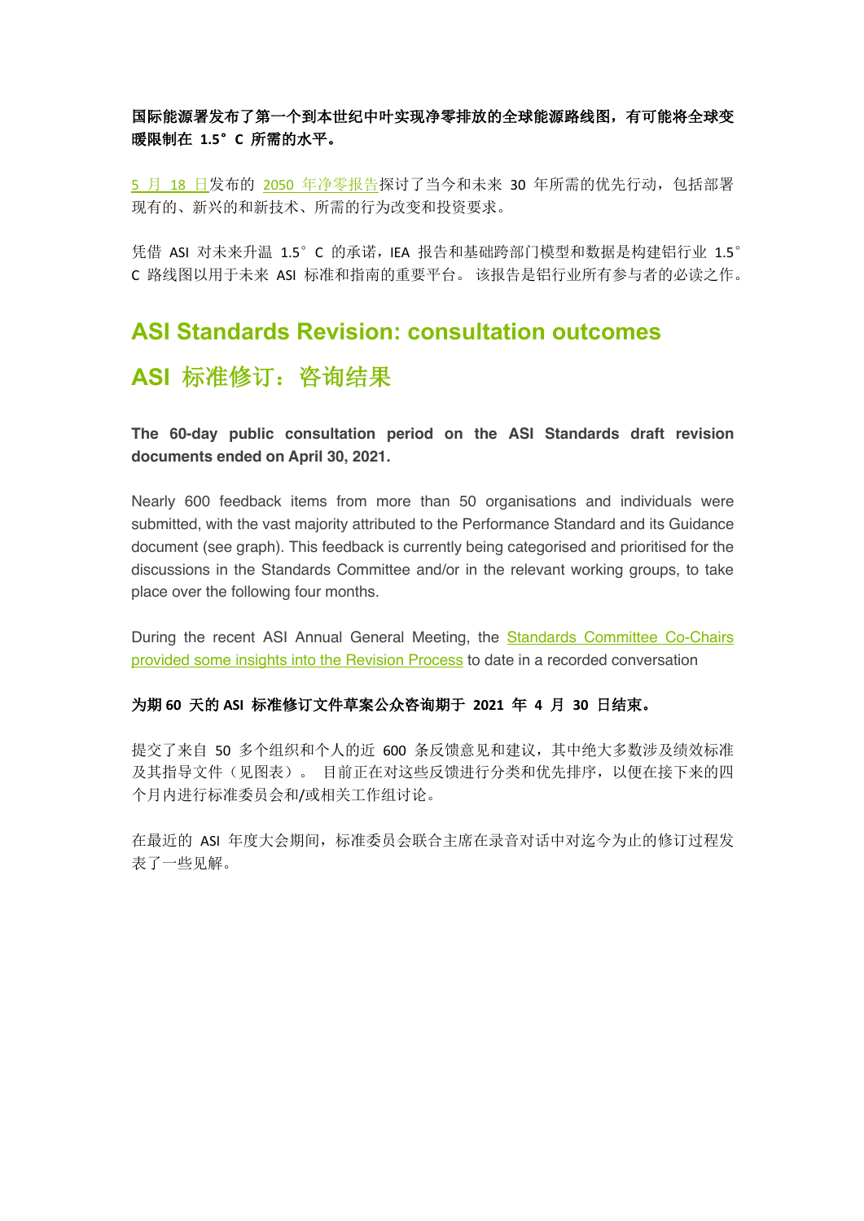**国际能源署发布了第一个到本世纪中叶实现净零排放的全球能源路线图，有可能将全球变暖限制在 1.5° C 所需的水平。**

5 月 18 日发布的 2050 年净零报告探讨了当今和未来 30 年所需的优先行动，包括部署现有的、新兴的和新技术、所需的行为改变和投资要求。

凭借 ASI 对未来升温 1.5° C 的承诺，IEA 报告和基础跨部门模型和数据是构建铝行业 1.5° C 路线图以用于未来 ASI 标准和指南的重要平台。 该报告是铝行业所有参与者的必读之作。

## ASI Standards Revision: consultation outcomes

## ASI 标准修订：咨询结果

**The 60-day public consultation period on the ASI Standards draft revision documents ended on April 30, 2021.**

Nearly 600 feedback items from more than 50 organisations and individuals were submitted, with the vast majority attributed to the Performance Standard and its Guidance document (see graph). This feedback is currently being categorised and prioritised for the discussions in the Standards Committee and/or in the relevant working groups, to take place over the following four months.

During the recent ASI Annual General Meeting, the Standards Committee Co-Chairs provided some insights into the Revision Process to date in a recorded conversation

**为期 60 天的 ASI 标准修订文件草案公众咨询期于 2021 年 4 月 30 日结束。**

提交了来自 50 多个组织和个人的近 600 条反馈意见和建议，其中绝大多数涉及绩效标准及其指导文件（见图表）。 目前正在对这些反馈进行分类和优先排序，以便在接下来的四个月内进行标准委员会和/或相关工作组讨论。

在最近的 ASI 年度大会期间，标准委员会联合主席在录音对话中对迄今为止的修订过程发表了一些见解。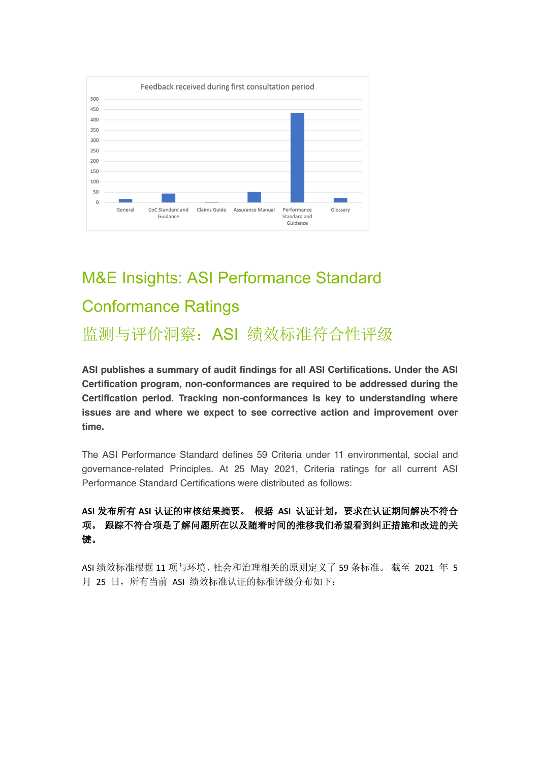Feedback received during first consultation period

## M&E Insights: ASI Performance Standard Conformance Ratings

## 监测与评价洞察：ASI 绩效标准符合性评级

**ASI publishes a summary of audit findings for all ASI Certifications. Under the ASI Certification program, non-conformances are required to be addressed during the Certification period. Tracking non-conformances is key to understanding where issues are and where we expect to see corrective action and improvement over time.**

The ASI Performance Standard defines 59 Criteria under 11 environmental, social and governance-related Principles. At 25 May 2021, Criteria ratings for all current ASI Performance Standard Certifications were distributed as follows:

**ASI 发布所有 ASI 认证的审核结果摘要。 根据 ASI 认证计划，要求在认证期间解决不符合项。 跟踪不符合项是了解问题所在以及随着时间的推移我们希望看到纠正措施和改进的关键。**

ASI 绩效标准根据 11 项与环境、社会和治理相关的原则定义了 59 条标准。 截至 2021 年 5 月 25 日，所有当前 ASI 绩效标准认证的标准评级分布如下：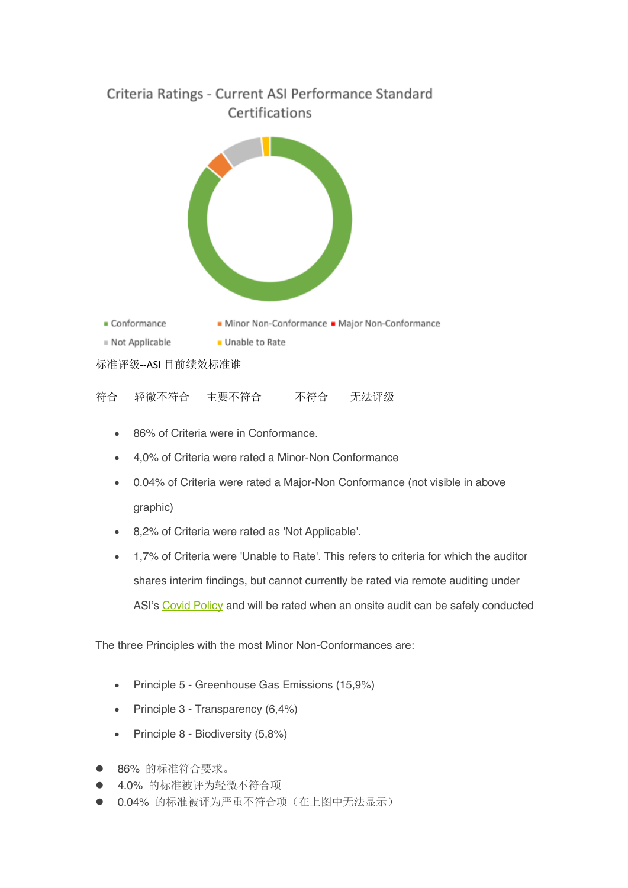Criteria Ratings - Current ASI Performance Standard Certifications

■ Conformance ■ Minor Non-Conformance ■ Major Non-Conformance

■ Not Applicable ■ Unable to Rate

标准评级--ASI 目前绩效标准谁

符合　轻微不符合　主要不符合　不符合　无法评级

- 86% of Criteria were in Conformance.
- 4,0% of Criteria were rated a Minor-Non Conformance
- 0.04% of Criteria were rated a Major-Non Conformance (not visible in above graphic)
- 8,2% of Criteria were rated as 'Not Applicable'.
- 1,7% of Criteria were 'Unable to Rate'. This refers to criteria for which the auditor shares interim findings, but cannot currently be rated via remote auditing under ASI's Covid Policy and will be rated when an onsite audit can be safely conducted

The three Principles with the most Minor Non-Conformances are:

- Principle 5 - Greenhouse Gas Emissions (15,9%)
- Principle 3 - Transparency (6,4%)
- Principle 8 - Biodiversity (5,8%)

- 86% 的标准符合要求。
- 4.0% 的标准被评为轻微不符合项
- 0.04% 的标准被评为严重不符合项（在上图中无法显示）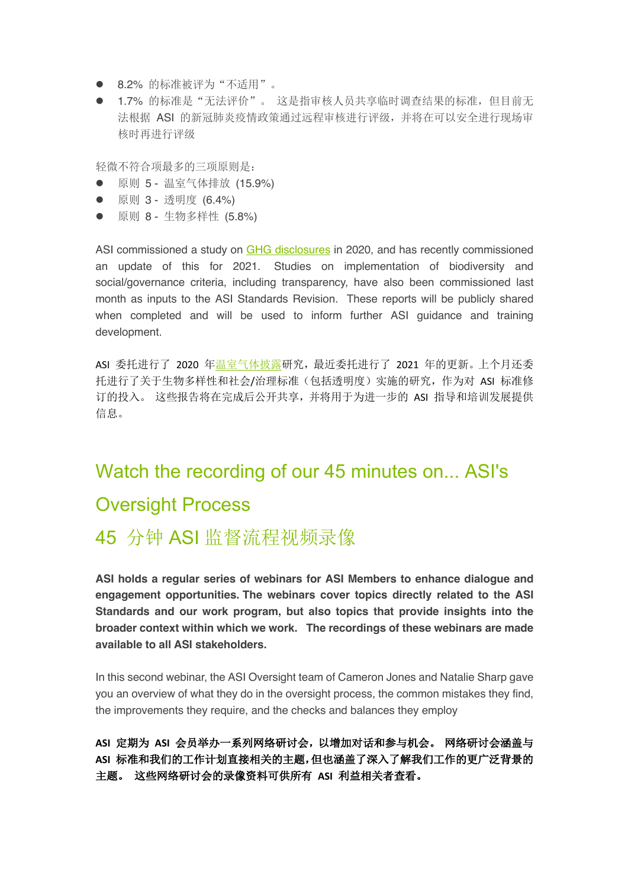- 8.2% 的标准被评为“不适用”。
- 1.7% 的标准是“无法评价”。 这是指审核人员共享临时调查结果的标准，但目前无法根据 ASI 的新冠肺炎疫情政策通过远程审核进行评级，并将在可以安全进行现场审核时再进行评级

轻微不符合项最多的三项原则是：

- 原则 5 - 温室气体排放 (15.9%)
- 原则 3 - 透明度 (6.4%)
- 原则 8 - 生物多样性 (5.8%)

ASI commissioned a study on GHG disclosures in 2020, and has recently commissioned an update of this for 2021. Studies on implementation of biodiversity and social/governance criteria, including transparency, have also been commissioned last month as inputs to the ASI Standards Revision. These reports will be publicly shared when completed and will be used to inform further ASI guidance and training development.

ASI 委托进行了 2020 年温室气体披露研究，最近委托进行了 2021 年的更新。上个月还委托进行了关于生物多样性和社会/治理标准（包括透明度）实施的研究，作为对 ASI 标准修订的投入。 这些报告将在完成后公开共享，并将用于为进一步的 ASI 指导和培训发展提供信息。

## Watch the recording of our 45 minutes on... ASI's Oversight Process

## 45 分钟 ASI 监督流程视频录像

**ASI holds a regular series of webinars for ASI Members to enhance dialogue and engagement opportunities. The webinars cover topics directly related to the ASI Standards and our work program, but also topics that provide insights into the broader context within which we work. The recordings of these webinars are made available to all ASI stakeholders.**

In this second webinar, the ASI Oversight team of Cameron Jones and Natalie Sharp gave you an overview of what they do in the oversight process, the common mistakes they find, the improvements they require, and the checks and balances they employ

**ASI 定期为 ASI 会员举办一系列网络研讨会，以增加对话和参与机会。 网络研讨会涵盖与 ASI 标准和我们的工作计划直接相关的主题，但也涵盖了深入了解我们工作的更广泛背景的主题。 这些网络研讨会的录像资料可供所有 ASI 利益相关者查看。**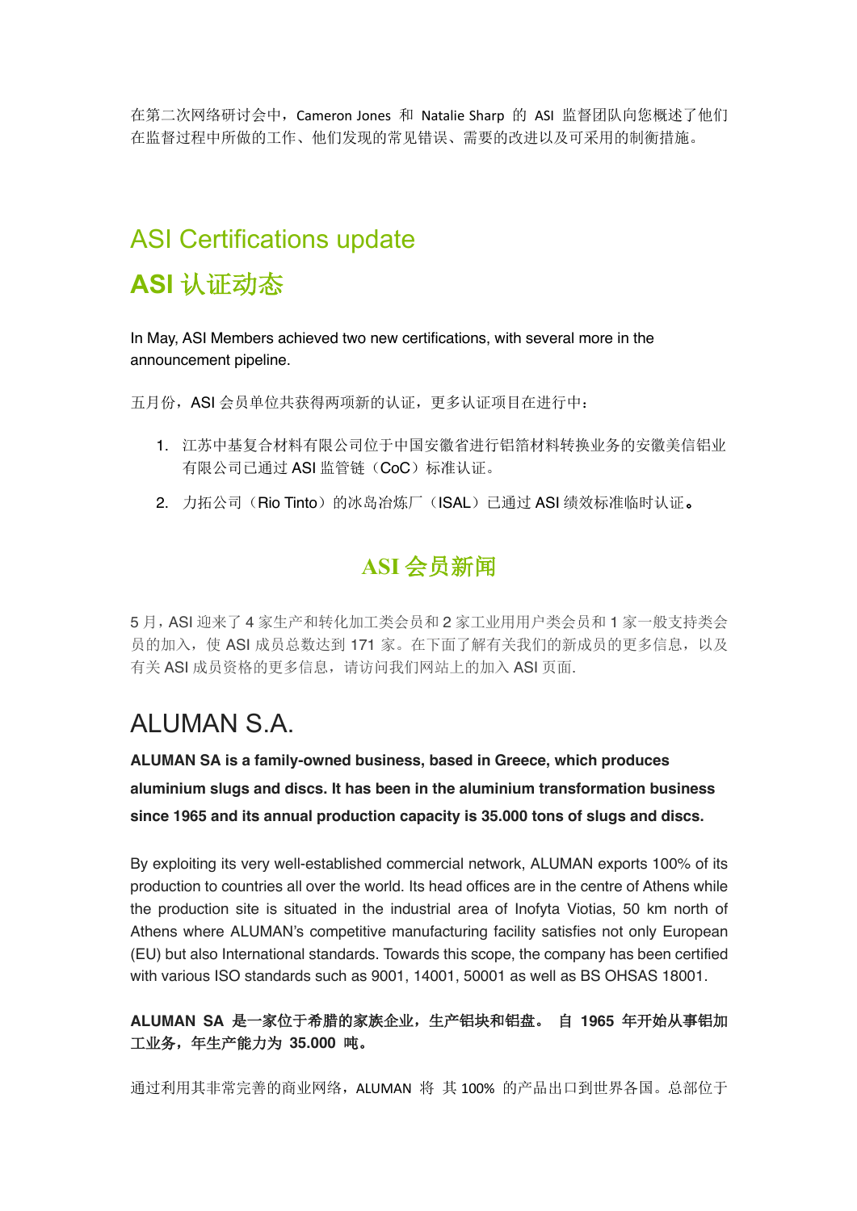在第二次网络研讨会中，Cameron Jones 和 Natalie Sharp 的 ASI 监督团队向您概述了他们在监督过程中所做的工作、他们发现的常见错误、需要的改进以及可采用的制衡措施。

## ASI Certifications update

## ASI 认证动态

In May, ASI Members achieved two new certifications, with several more in the announcement pipeline.

五月份，ASI 会员单位共获得两项新的认证，更多认证项目在进行中：

1. 江苏中基复合材料有限公司位于中国安徽省进行铝箔材料转换业务的安徽美信铝业有限公司已通过 ASI 监管链（CoC）标准认证。
2. 力拓公司（Rio Tinto）的冰岛冶炼厂（ISAL）已通过 ASI 绩效标准临时认证。

## ASI 会员新闻

5 月，ASI 迎来了 4 家生产和转化加工类会员和 2 家工业用用户类会员和 1 家一般支持类会员的加入，使 ASI 成员总数达到 171 家。在下面了解有关我们的新成员的更多信息，以及有关 ASI 成员资格的更多信息，请访问我们网站上的加入 ASI 页面.

## ALUMAN S.A.

**ALUMAN SA is a family-owned business, based in Greece, which produces aluminium slugs and discs. It has been in the aluminium transformation business since 1965 and its annual production capacity is 35.000 tons of slugs and discs.**

By exploiting its very well-established commercial network, ALUMAN exports 100% of its production to countries all over the world. Its head offices are in the centre of Athens while the production site is situated in the industrial area of Inofyta Viotias, 50 km north of Athens where ALUMAN's competitive manufacturing facility satisfies not only European (EU) but also International standards. Towards this scope, the company has been certified with various ISO standards such as 9001, 14001, 50001 as well as BS OHSAS 18001.

**ALUMAN SA 是一家位于希腊的家族企业，生产铝块和铝盘。 自 1965 年开始从事铝加工业务，年生产能力为 35.000 吨。**

通过利用其非常完善的商业网络，ALUMAN 将 其 100% 的产品出口到世界各国。总部位于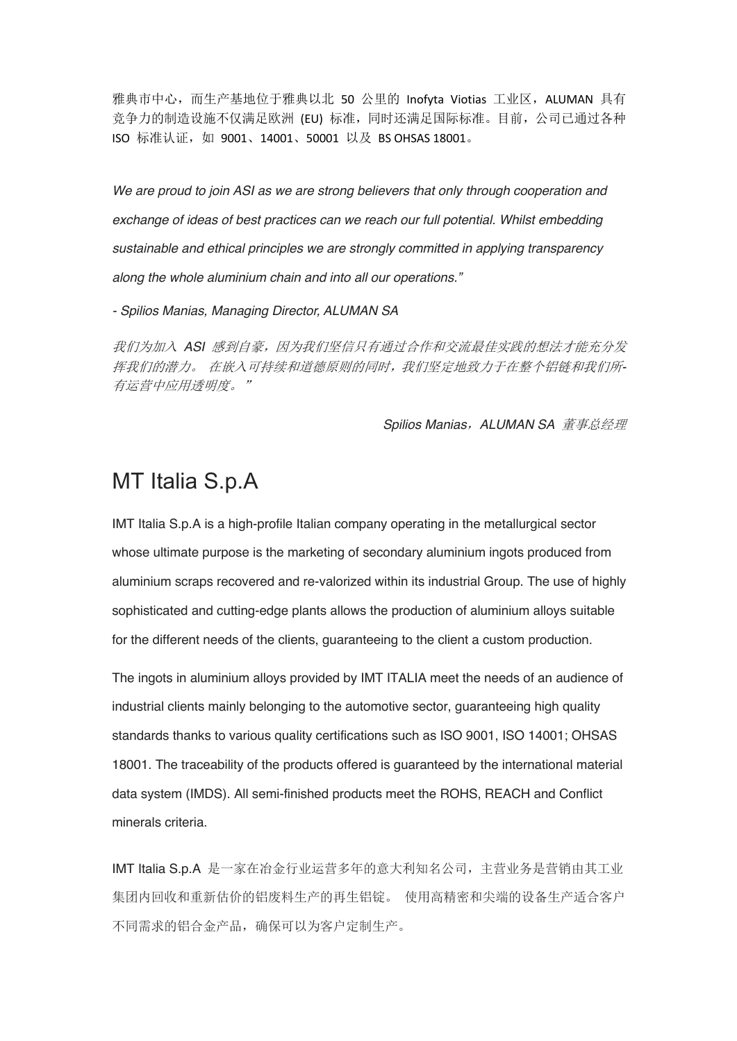雅典市中心，而生产基地位于雅典以北 50 公里的 Inofyta Viotias 工业区，ALUMAN 具有竞争力的制造设施不仅满足欧洲 (EU) 标准，同时还满足国际标准。目前，公司已通过各种 ISO 标准认证，如 9001、14001、50001 以及 BS OHSAS 18001。

*We are proud to join ASI as we are strong believers that only through cooperation and exchange of ideas of best practices can we reach our full potential. Whilst embedding sustainable and ethical principles we are strongly committed in applying transparency along the whole aluminium chain and into all our operations."*

*- Spilios Manias, Managing Director, ALUMAN SA*

*我们为加入 ASI 感到自豪，因为我们坚信只有通过合作和交流最佳实践的想法才能充分发挥我们的潜力。 在嵌入可持续和道德原则的同时，我们坚定地致力于在整个铝链和我们所-有运营中应用透明度。"*

*Spilios Manias，ALUMAN SA 董事总经理*

# MT Italia S.p.A

IMT Italia S.p.A is a high-profile Italian company operating in the metallurgical sector whose ultimate purpose is the marketing of secondary aluminium ingots produced from aluminium scraps recovered and re-valorized within its industrial Group. The use of highly sophisticated and cutting-edge plants allows the production of aluminium alloys suitable for the different needs of the clients, guaranteeing to the client a custom production.

The ingots in aluminium alloys provided by IMT ITALIA meet the needs of an audience of industrial clients mainly belonging to the automotive sector, guaranteeing high quality standards thanks to various quality certifications such as ISO 9001, ISO 14001; OHSAS 18001. The traceability of the products offered is guaranteed by the international material data system (IMDS). All semi-finished products meet the ROHS, REACH and Conflict minerals criteria.

IMT Italia S.p.A 是一家在冶金行业运营多年的意大利知名公司，主营业务是营销由其工业集团内回收和重新估价的铝废料生产的再生铝锭。 使用高精密和尖端的设备生产适合客户不同需求的铝合金产品，确保可以为客户定制生产。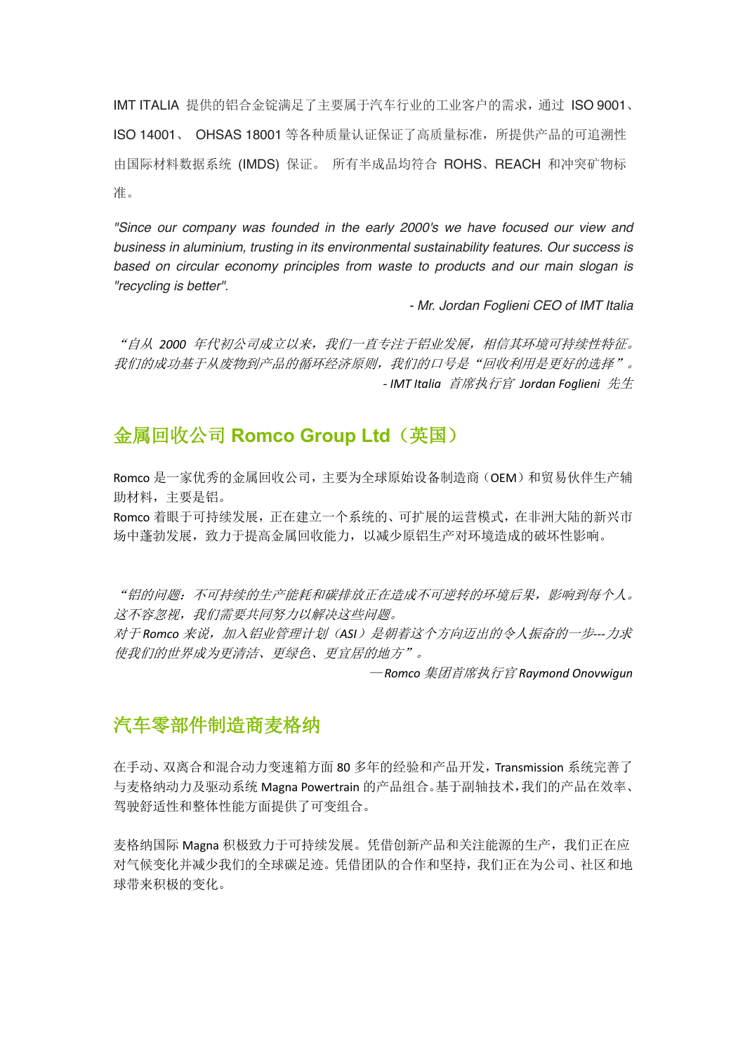IMT ITALIA 提供的铝合金锭满足了主要属于汽车行业的工业客户的需求，通过 ISO 9001、ISO 14001、 OHSAS 18001 等各种质量认证保证了高质量标准，所提供产品的可追溯性由国际材料数据系统 (IMDS) 保证。 所有半成品均符合 ROHS、REACH 和冲突矿物标准。

*"Since our company was founded in the early 2000's we have focused our view and business in aluminium, trusting in its environmental sustainability features. Our success is based on circular economy principles from waste to products and our main slogan is "recycling is better".*

*- Mr. Jordan Foglieni CEO of IMT Italia*

*“自从 2000 年代初公司成立以来，我们一直专注于铝业发展，相信其环境可持续性特征。我们的成功基于从废物到产品的循环经济原则，我们的口号是“回收利用是更好的选择”。*

*- IMT Italia 首席执行官 Jordan Foglieni 先生*

## 金属回收公司 Romco Group Ltd（英国）

Romco 是一家优秀的金属回收公司，主要为全球原始设备制造商（OEM）和贸易伙伴生产辅助材料，主要是铝。
Romco 着眼于可持续发展，正在建立一个系统的、可扩展的运营模式，在非洲大陆的新兴市场中蓬勃发展，致力于提高金属回收能力，以减少原铝生产对环境造成的破坏性影响。

*“铝的问题：不可持续的生产能耗和碳排放正在造成不可逆转的环境后果，影响到每个人。这不容忽视，我们需要共同努力以解决这些问题。*
*对于 Romco 来说，加入铝业管理计划（ASI）是朝着这个方向迈出的令人振奋的一步---力求使我们的世界成为更清洁、更绿色、更宜居的地方”。*

*—Romco 集团首席执行官 Raymond Onovwigun*

## 汽车零部件制造商麦格纳

在手动、双离合和混合动力变速箱方面 80 多年的经验和产品开发，Transmission 系统完善了与麦格纳动力及驱动系统 Magna Powertrain 的产品组合。基于副轴技术，我们的产品在效率、驾驶舒适性和整体性能方面提供了可变组合。

麦格纳国际 Magna 积极致力于可持续发展。凭借创新产品和关注能源的生产，我们正在应对气候变化并减少我们的全球碳足迹。凭借团队的合作和坚持，我们正在为公司、社区和地球带来积极的变化。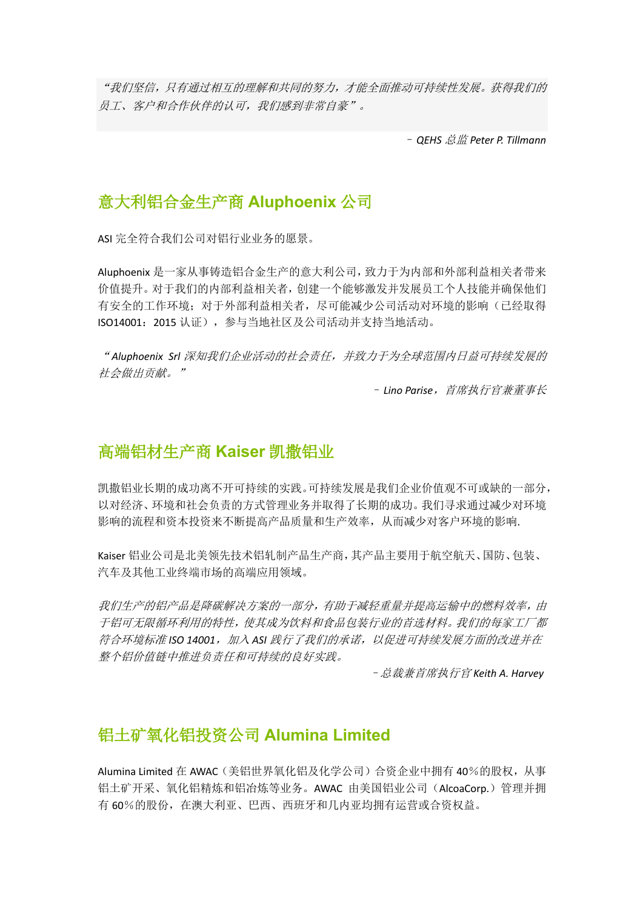*“我们坚信，只有通过相互的理解和共同的努力，才能全面推动可持续性发展。获得我们的员工、客户和合作伙伴的认可，我们感到非常自豪”。*

*– QEHS 总监 Peter P. Tillmann*

## 意大利铝合金生产商 Aluphoenix 公司

ASI 完全符合我们公司对铝行业业务的愿景。

Aluphoenix 是一家从事铸造铝合金生产的意大利公司，致力于为内部和外部利益相关者带来价值提升。对于我们的内部利益相关者，创建一个能够激发并发展员工个人技能并确保他们有安全的工作环境；对于外部利益相关者，尽可能减少公司活动对环境的影响（已经取得 ISO14001：2015 认证），参与当地社区及公司活动并支持当地活动。

*“Aluphoenix Srl 深知我们企业活动的社会责任，并致力于为全球范围内日益可持续发展的社会做出贡献。”*

*– Lino Parise，首席执行官兼董事长*

## 高端铝材生产商 Kaiser 凯撒铝业

凯撒铝业长期的成功离不开可持续的实践。可持续发展是我们企业价值观不可或缺的一部分，以对经济、环境和社会负责的方式管理业务并取得了长期的成功。我们寻求通过减少对环境影响的流程和资本投资来不断提高产品质量和生产效率，从而减少对客户环境的影响.

Kaiser 铝业公司是北美领先技术铝轧制产品生产商，其产品主要用于航空航天、国防、包装、汽车及其他工业终端市场的高端应用领域。

*我们生产的铝产品是降碳解决方案的一部分，有助于减轻重量并提高运输中的燃料效率，由于铝可无限循环利用的特性，使其成为饮料和食品包装行业的首选材料。我们的每家工厂都符合环境标准 ISO 14001，加入 ASI 践行了我们的承诺，以促进可持续发展方面的改进并在整个铝价值链中推进负责任和可持续的良好实践。*

*– 总裁兼首席执行官 Keith A. Harvey*

## 铝土矿氧化铝投资公司 Alumina Limited

Alumina Limited 在 AWAC（美铝世界氧化铝及化学公司）合资企业中拥有 40％的股权，从事铝土矿开采、氧化铝精炼和铝冶炼等业务。AWAC 由美国铝业公司（AlcoaCorp.）管理并拥有 60％的股份，在澳大利亚、巴西、西班牙和几内亚均拥有运营或合资权益。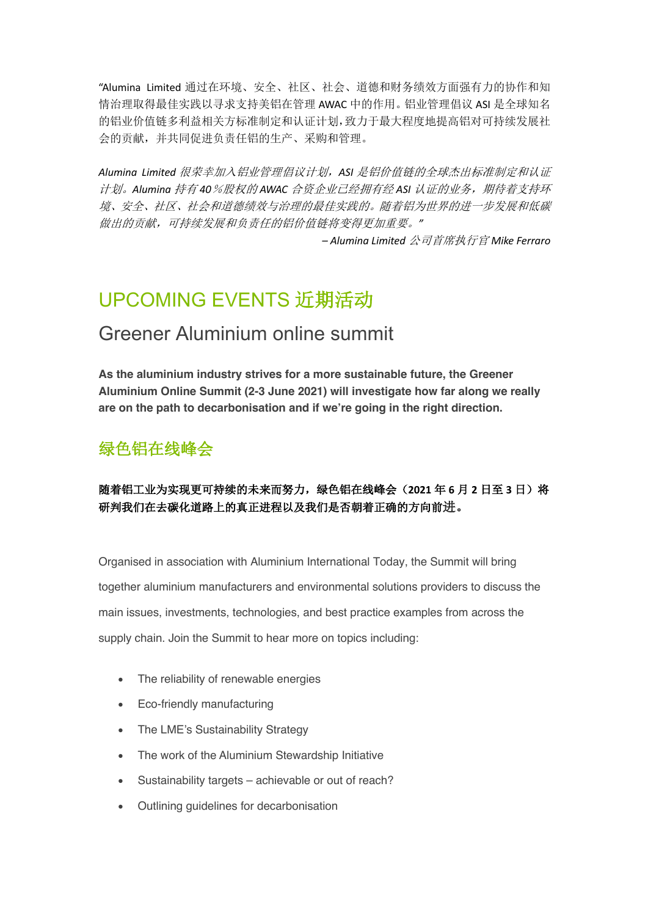"Alumina Limited 通过在环境、安全、社区、社会、道德和财务绩效方面强有力的协作和知情治理取得最佳实践以寻求支持美铝在管理 AWAC 中的作用。铝业管理倡议 ASI 是全球知名的铝业价值链多利益相关方标准制定和认证计划，致力于最大程度地提高铝对可持续发展社会的贡献，并共同促进负责任铝的生产、采购和管理。

*Alumina Limited 很荣幸加入铝业管理倡议计划，ASI 是铝价值链的全球杰出标准制定和认证计划。Alumina 持有 40%股权的 AWAC 合资企业已经拥有经 ASI 认证的业务，期待着支持环境、安全、社区、社会和道德绩效与治理的最佳实践的。随着铝为世界的进一步发展和低碳做出的贡献，可持续发展和负责任的铝价值链将变得更加重要。"*

*– Alumina Limited 公司首席执行官 Mike Ferraro*

# UPCOMING EVENTS 近期活动

## Greener Aluminium online summit

**As the aluminium industry strives for a more sustainable future, the Greener Aluminium Online Summit (2-3 June 2021) will investigate how far along we really are on the path to decarbonisation and if we're going in the right direction.**

### 绿色铝在线峰会

**随着铝工业为实现更可持续的未来而努力，绿色铝在线峰会（2021 年 6 月 2 日至 3 日）将研判我们在去碳化道路上的真正进程以及我们是否朝着正确的方向前进。**

Organised in association with Aluminium International Today, the Summit will bring together aluminium manufacturers and environmental solutions providers to discuss the main issues, investments, technologies, and best practice examples from across the supply chain. Join the Summit to hear more on topics including:

- The reliability of renewable energies
- Eco-friendly manufacturing
- The LME's Sustainability Strategy
- The work of the Aluminium Stewardship Initiative
- Sustainability targets – achievable or out of reach?
- Outlining guidelines for decarbonisation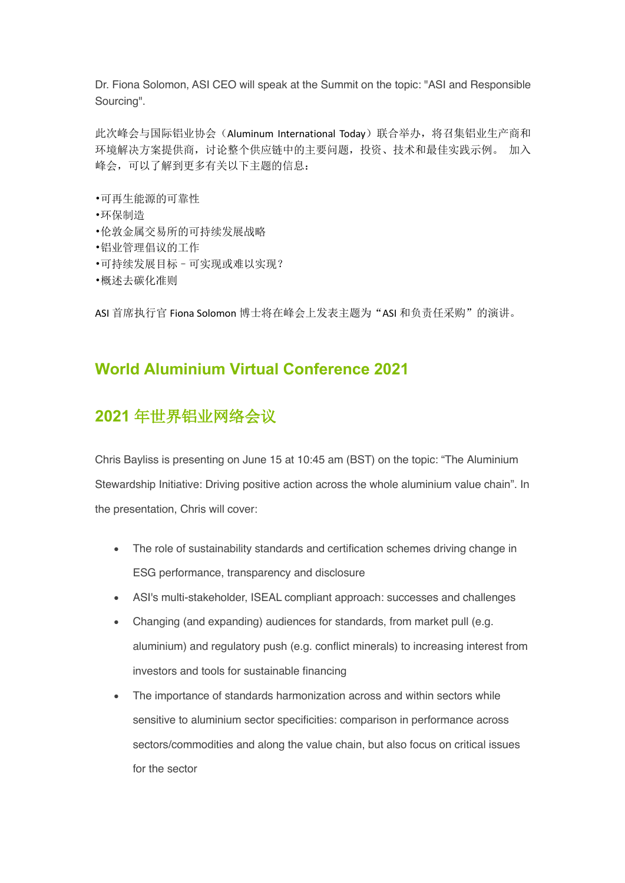Dr. Fiona Solomon, ASI CEO will speak at the Summit on the topic: "ASI and Responsible Sourcing".

此次峰会与国际铝业协会（Aluminum International Today）联合举办，将召集铝业生产商和环境解决方案提供商，讨论整个供应链中的主要问题，投资、技术和最佳实践示例。 加入峰会，可以了解到更多有关以下主题的信息：

•可再生能源的可靠性
•环保制造
•伦敦金属交易所的可持续发展战略
•铝业管理倡议的工作
•可持续发展目标 – 可实现或难以实现？
•概述去碳化准则

ASI 首席执行官 Fiona Solomon 博士将在峰会上发表主题为“ASI 和负责任采购”的演讲。

## World Aluminium Virtual Conference 2021

## 2021 年世界铝业网络会议

Chris Bayliss is presenting on June 15 at 10:45 am (BST) on the topic: “The Aluminium Stewardship Initiative: Driving positive action across the whole aluminium value chain”. In the presentation, Chris will cover:

- The role of sustainability standards and certification schemes driving change in ESG performance, transparency and disclosure
- ASI's multi-stakeholder, ISEAL compliant approach: successes and challenges
- Changing (and expanding) audiences for standards, from market pull (e.g. aluminium) and regulatory push (e.g. conflict minerals) to increasing interest from investors and tools for sustainable financing
- The importance of standards harmonization across and within sectors while sensitive to aluminium sector specificities: comparison in performance across sectors/commodities and along the value chain, but also focus on critical issues for the sector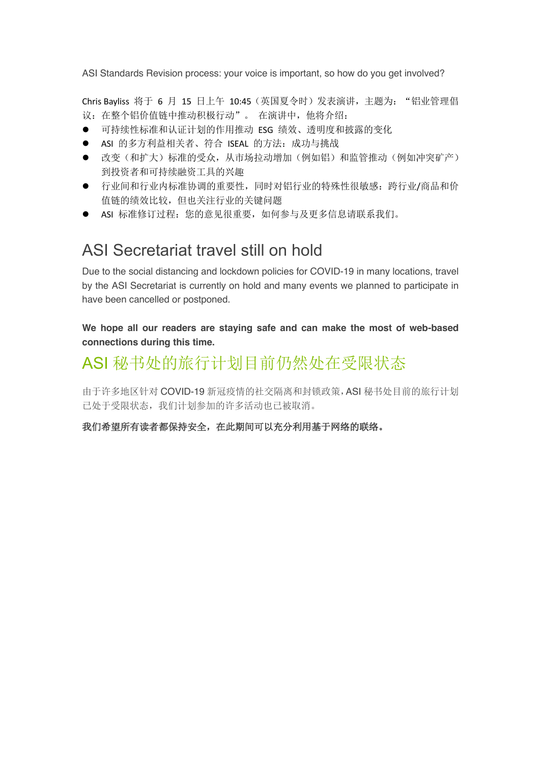ASI Standards Revision process: your voice is important, so how do you get involved?

Chris Bayliss 将于 6 月 15 日上午 10:45（英国夏令时）发表演讲，主题为：“铝业管理倡议：在整个铝价值链中推动积极行动”。 在演讲中，他将介绍：

- 可持续性标准和认证计划的作用推动 ESG 绩效、透明度和披露的变化
- ASI 的多方利益相关者、符合 ISEAL 的方法：成功与挑战
- 改变（和扩大）标准的受众，从市场拉动增加（例如铝）和监管推动（例如冲突矿产）到投资者和可持续融资工具的兴趣
- 行业间和行业内标准协调的重要性，同时对铝行业的特殊性很敏感：跨行业/商品和价值链的绩效比较，但也关注行业的关键问题
- ASI 标准修订过程：您的意见很重要，如何参与及更多信息请联系我们。

## ASI Secretariat travel still on hold

Due to the social distancing and lockdown policies for COVID-19 in many locations, travel by the ASI Secretariat is currently on hold and many events we planned to participate in have been cancelled or postponed.

**We hope all our readers are staying safe and can make the most of web-based connections during this time.**

## ASI 秘书处的旅行计划目前仍然处在受限状态

由于许多地区针对 COVID-19 新冠疫情的社交隔离和封锁政策，ASI 秘书处目前的旅行计划已处于受限状态，我们计划参加的许多活动也已被取消。

**我们希望所有读者都保持安全，在此期间可以充分利用基于网络的联络。**